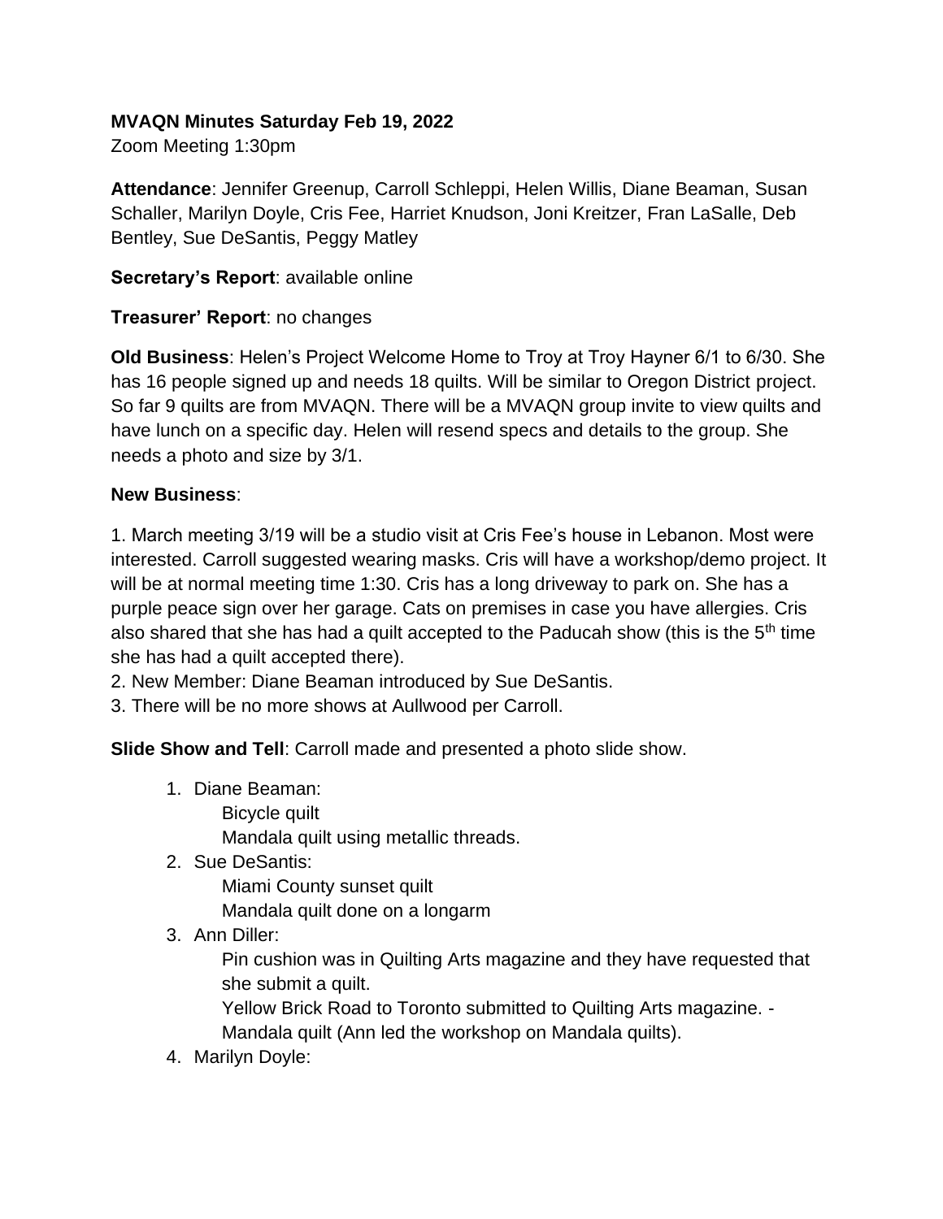**MVAQN Minutes Saturday Feb 19, 2022**
Zoom Meeting 1:30pm

**Attendance**: Jennifer Greenup, Carroll Schleppi, Helen Willis, Diane Beaman, Susan Schaller, Marilyn Doyle, Cris Fee, Harriet Knudson, Joni Kreitzer, Fran LaSalle, Deb Bentley, Sue DeSantis, Peggy Matley

**Secretary's Report**: available online

**Treasurer' Report**: no changes

**Old Business**: Helen's Project Welcome Home to Troy at Troy Hayner 6/1 to 6/30. She has 16 people signed up and needs 18 quilts. Will be similar to Oregon District project. So far 9 quilts are from MVAQN. There will be a MVAQN group invite to view quilts and have lunch on a specific day. Helen will resend specs and details to the group. She needs a photo and size by 3/1.

**New Business**:

1. March meeting 3/19 will be a studio visit at Cris Fee's house in Lebanon. Most were interested. Carroll suggested wearing masks. Cris will have a workshop/demo project. It will be at normal meeting time 1:30. Cris has a long driveway to park on. She has a purple peace sign over her garage. Cats on premises in case you have allergies. Cris also shared that she has had a quilt accepted to the Paducah show (this is the 5th time she has had a quilt accepted there).
2. New Member: Diane Beaman introduced by Sue DeSantis.
3. There will be no more shows at Aullwood per Carroll.

**Slide Show and Tell**: Carroll made and presented a photo slide show.

1. Diane Beaman:
   Bicycle quilt
   Mandala quilt using metallic threads.
2. Sue DeSantis:
   Miami County sunset quilt
   Mandala quilt done on a longarm
3. Ann Diller:
   Pin cushion was in Quilting Arts magazine and they have requested that she submit a quilt.
   Yellow Brick Road to Toronto submitted to Quilting Arts magazine. - Mandala quilt (Ann led the workshop on Mandala quilts).
4. Marilyn Doyle: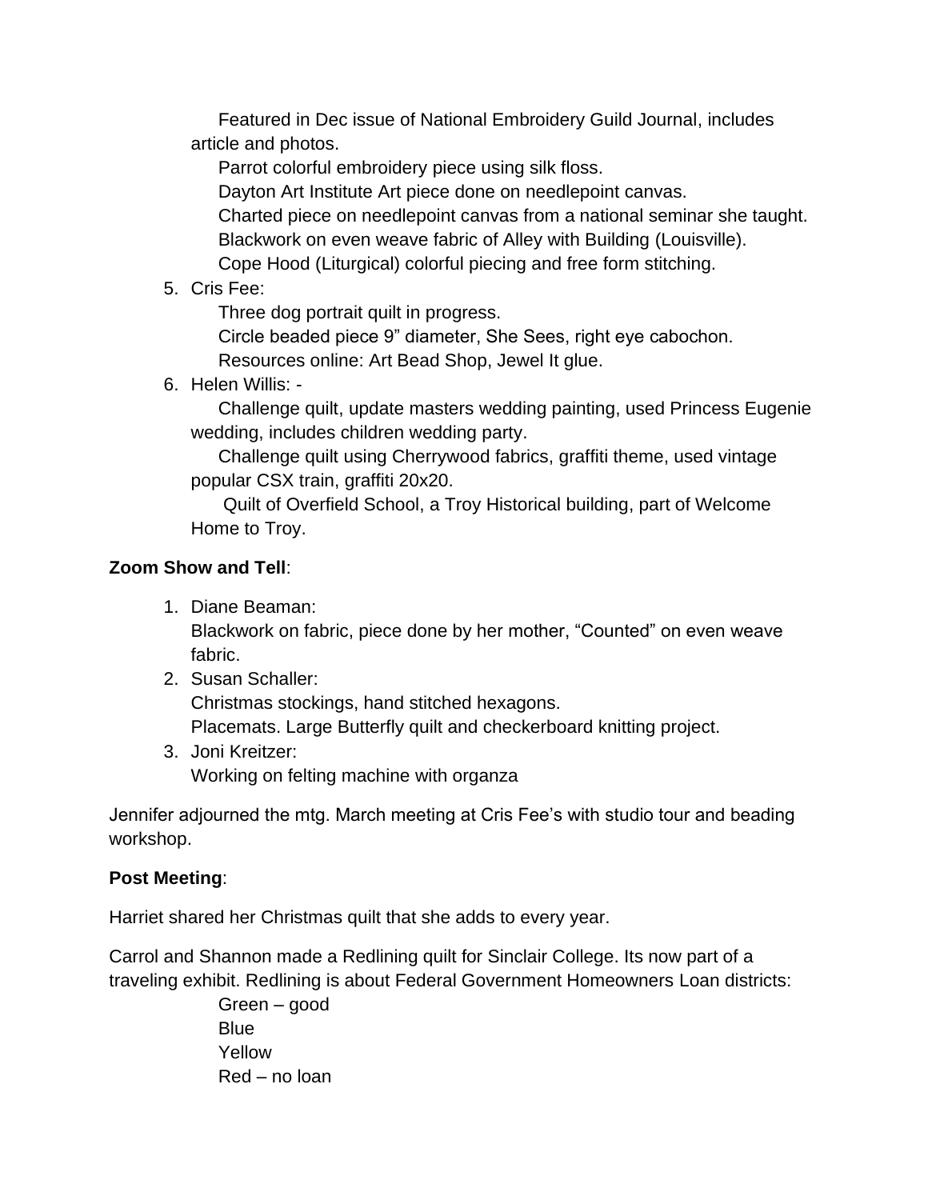Featured in Dec issue of National Embroidery Guild Journal, includes article and photos.

Parrot colorful embroidery piece using silk floss.

Dayton Art Institute Art piece done on needlepoint canvas.

Charted piece on needlepoint canvas from a national seminar she taught.

Blackwork on even weave fabric of Alley with Building (Louisville).

Cope Hood (Liturgical) colorful piecing and free form stitching.

5. Cris Fee:

   Three dog portrait quilt in progress.

   Circle beaded piece 9” diameter, She Sees, right eye cabochon.

   Resources online: Art Bead Shop, Jewel It glue.

6. Helen Willis: -

   Challenge quilt, update masters wedding painting, used Princess Eugenie wedding, includes children wedding party.

   Challenge quilt using Cherrywood fabrics, graffiti theme, used vintage popular CSX train, graffiti 20x20.

   Quilt of Overfield School, a Troy Historical building, part of Welcome Home to Troy.

**Zoom Show and Tell**:

1. Diane Beaman:
   Blackwork on fabric, piece done by her mother, “Counted” on even weave fabric.
2. Susan Schaller:
   Christmas stockings, hand stitched hexagons.
   Placemats. Large Butterfly quilt and checkerboard knitting project.
3. Joni Kreitzer:
   Working on felting machine with organza

Jennifer adjourned the mtg. March meeting at Cris Fee’s with studio tour and beading workshop.

**Post Meeting**:

Harriet shared her Christmas quilt that she adds to every year.

Carrol and Shannon made a Redlining quilt for Sinclair College. Its now part of a traveling exhibit. Redlining is about Federal Government Homeowners Loan districts:

Green – good
Blue
Yellow
Red – no loan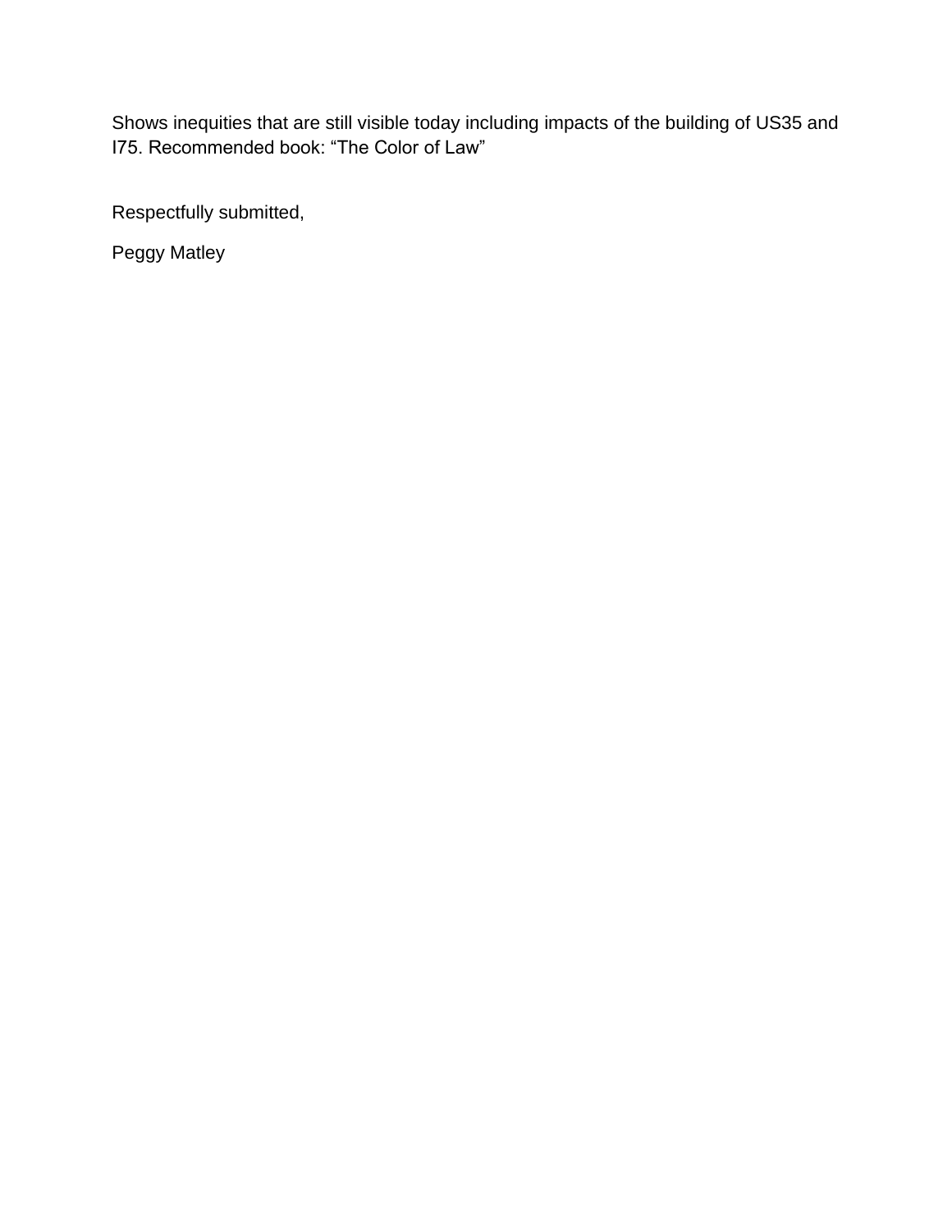Shows inequities that are still visible today including impacts of the building of US35 and I75. Recommended book: “The Color of Law”

Respectfully submitted,

Peggy Matley